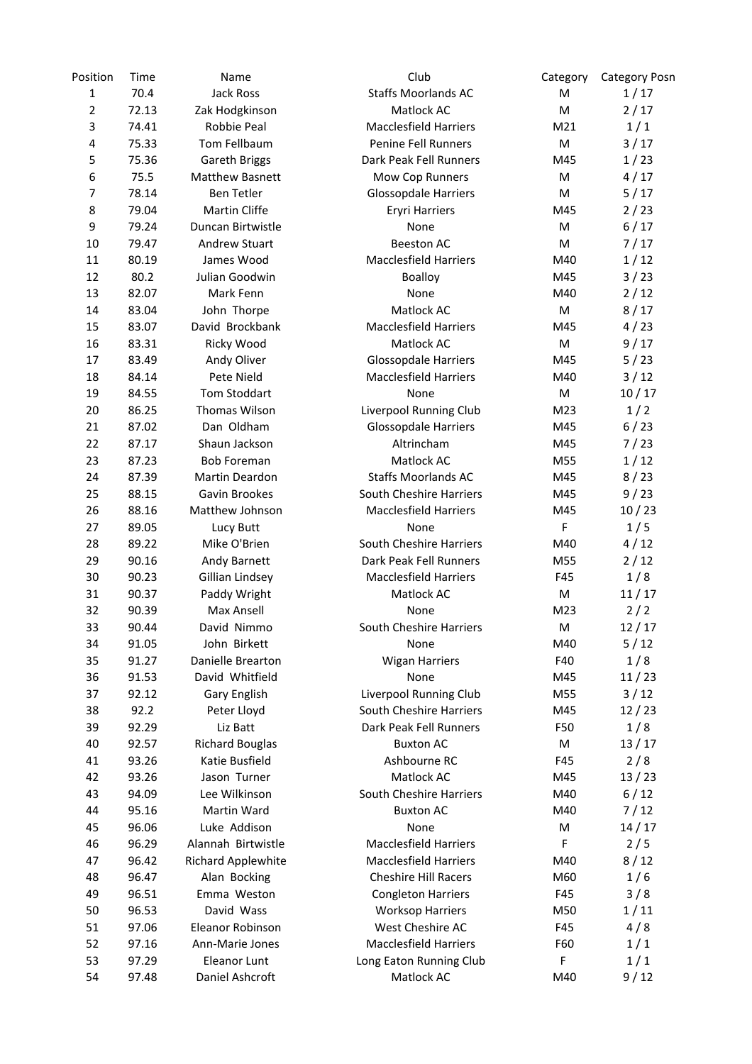| Position | Time | Name | Club | Category | Category Posn |
|---|---|---|---|---|---|
| 1 | 70.4 | Jack Ross | Staffs Moorlands AC | M | 1 / 17 |
| 2 | 72.13 | Zak Hodgkinson | Matlock AC | M | 2 / 17 |
| 3 | 74.41 | Robbie Peal | Macclesfield Harriers | M21 | 1 / 1 |
| 4 | 75.33 | Tom Fellbaum | Penine Fell Runners | M | 3 / 17 |
| 5 | 75.36 | Gareth Briggs | Dark Peak Fell Runners | M45 | 1 / 23 |
| 6 | 75.5 | Matthew Basnett | Mow Cop Runners | M | 4 / 17 |
| 7 | 78.14 | Ben Tetler | Glossopdale Harriers | M | 5 / 17 |
| 8 | 79.04 | Martin Cliffe | Eryri Harriers | M45 | 2 / 23 |
| 9 | 79.24 | Duncan Birtwistle | None | M | 6 / 17 |
| 10 | 79.47 | Andrew Stuart | Beeston AC | M | 7 / 17 |
| 11 | 80.19 | James Wood | Macclesfield Harriers | M40 | 1 / 12 |
| 12 | 80.2 | Julian Goodwin | Boalloy | M45 | 3 / 23 |
| 13 | 82.07 | Mark Fenn | None | M40 | 2 / 12 |
| 14 | 83.04 | John Thorpe | Matlock AC | M | 8 / 17 |
| 15 | 83.07 | David Brockbank | Macclesfield Harriers | M45 | 4 / 23 |
| 16 | 83.31 | Ricky Wood | Matlock AC | M | 9 / 17 |
| 17 | 83.49 | Andy Oliver | Glossopdale Harriers | M45 | 5 / 23 |
| 18 | 84.14 | Pete Nield | Macclesfield Harriers | M40 | 3 / 12 |
| 19 | 84.55 | Tom Stoddart | None | M | 10 / 17 |
| 20 | 86.25 | Thomas Wilson | Liverpool Running Club | M23 | 1 / 2 |
| 21 | 87.02 | Dan Oldham | Glossopdale Harriers | M45 | 6 / 23 |
| 22 | 87.17 | Shaun Jackson | Altrincham | M45 | 7 / 23 |
| 23 | 87.23 | Bob Foreman | Matlock AC | M55 | 1 / 12 |
| 24 | 87.39 | Martin Deardon | Staffs Moorlands AC | M45 | 8 / 23 |
| 25 | 88.15 | Gavin Brookes | South Cheshire Harriers | M45 | 9 / 23 |
| 26 | 88.16 | Matthew Johnson | Macclesfield Harriers | M45 | 10 / 23 |
| 27 | 89.05 | Lucy Butt | None | F | 1 / 5 |
| 28 | 89.22 | Mike O'Brien | South Cheshire Harriers | M40 | 4 / 12 |
| 29 | 90.16 | Andy Barnett | Dark Peak Fell Runners | M55 | 2 / 12 |
| 30 | 90.23 | Gillian Lindsey | Macclesfield Harriers | F45 | 1 / 8 |
| 31 | 90.37 | Paddy Wright | Matlock AC | M | 11 / 17 |
| 32 | 90.39 | Max Ansell | None | M23 | 2 / 2 |
| 33 | 90.44 | David Nimmo | South Cheshire Harriers | M | 12 / 17 |
| 34 | 91.05 | John Birkett | None | M40 | 5 / 12 |
| 35 | 91.27 | Danielle Brearton | Wigan Harriers | F40 | 1 / 8 |
| 36 | 91.53 | David Whitfield | None | M45 | 11 / 23 |
| 37 | 92.12 | Gary English | Liverpool Running Club | M55 | 3 / 12 |
| 38 | 92.2 | Peter Lloyd | South Cheshire Harriers | M45 | 12 / 23 |
| 39 | 92.29 | Liz Batt | Dark Peak Fell Runners | F50 | 1 / 8 |
| 40 | 92.57 | Richard Bouglas | Buxton AC | M | 13 / 17 |
| 41 | 93.26 | Katie Busfield | Ashbourne RC | F45 | 2 / 8 |
| 42 | 93.26 | Jason Turner | Matlock AC | M45 | 13 / 23 |
| 43 | 94.09 | Lee Wilkinson | South Cheshire Harriers | M40 | 6 / 12 |
| 44 | 95.16 | Martin Ward | Buxton AC | M40 | 7 / 12 |
| 45 | 96.06 | Luke Addison | None | M | 14 / 17 |
| 46 | 96.29 | Alannah Birtwistle | Macclesfield Harriers | F | 2 / 5 |
| 47 | 96.42 | Richard Applewhite | Macclesfield Harriers | M40 | 8 / 12 |
| 48 | 96.47 | Alan Bocking | Cheshire Hill Racers | M60 | 1 / 6 |
| 49 | 96.51 | Emma Weston | Congleton Harriers | F45 | 3 / 8 |
| 50 | 96.53 | David Wass | Worksop Harriers | M50 | 1 / 11 |
| 51 | 97.06 | Eleanor Robinson | West Cheshire AC | F45 | 4 / 8 |
| 52 | 97.16 | Ann-Marie Jones | Macclesfield Harriers | F60 | 1 / 1 |
| 53 | 97.29 | Eleanor Lunt | Long Eaton Running Club | F | 1 / 1 |
| 54 | 97.48 | Daniel Ashcroft | Matlock AC | M40 | 9 / 12 |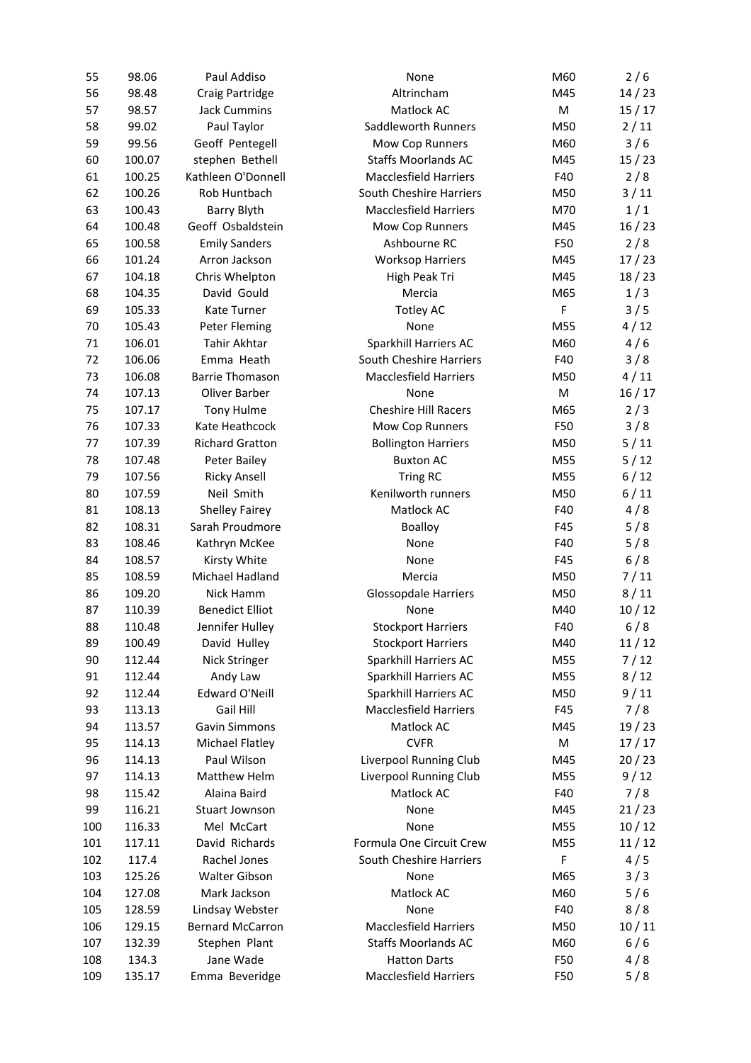| | | | | | |
|---|---|---|---|---|---|
| 55 | 98.06 | Paul Addiso | None | M60 | 2 / 6 |
| 56 | 98.48 | Craig Partridge | Altrincham | M45 | 14 / 23 |
| 57 | 98.57 | Jack Cummins | Matlock AC | M | 15 / 17 |
| 58 | 99.02 | Paul Taylor | Saddleworth Runners | M50 | 2 / 11 |
| 59 | 99.56 | Geoff Pentegell | Mow Cop Runners | M60 | 3 / 6 |
| 60 | 100.07 | stephen Bethell | Staffs Moorlands AC | M45 | 15 / 23 |
| 61 | 100.25 | Kathleen O'Donnell | Macclesfield Harriers | F40 | 2 / 8 |
| 62 | 100.26 | Rob Huntbach | South Cheshire Harriers | M50 | 3 / 11 |
| 63 | 100.43 | Barry Blyth | Macclesfield Harriers | M70 | 1 / 1 |
| 64 | 100.48 | Geoff Osbaldstein | Mow Cop Runners | M45 | 16 / 23 |
| 65 | 100.58 | Emily Sanders | Ashbourne RC | F50 | 2 / 8 |
| 66 | 101.24 | Arron Jackson | Worksop Harriers | M45 | 17 / 23 |
| 67 | 104.18 | Chris Whelpton | High Peak Tri | M45 | 18 / 23 |
| 68 | 104.35 | David Gould | Mercia | M65 | 1 / 3 |
| 69 | 105.33 | Kate Turner | Totley AC | F | 3 / 5 |
| 70 | 105.43 | Peter Fleming | None | M55 | 4 / 12 |
| 71 | 106.01 | Tahir Akhtar | Sparkhill Harriers AC | M60 | 4 / 6 |
| 72 | 106.06 | Emma Heath | South Cheshire Harriers | F40 | 3 / 8 |
| 73 | 106.08 | Barrie Thomason | Macclesfield Harriers | M50 | 4 / 11 |
| 74 | 107.13 | Oliver Barber | None | M | 16 / 17 |
| 75 | 107.17 | Tony Hulme | Cheshire Hill Racers | M65 | 2 / 3 |
| 76 | 107.33 | Kate Heathcock | Mow Cop Runners | F50 | 3 / 8 |
| 77 | 107.39 | Richard Gratton | Bollington Harriers | M50 | 5 / 11 |
| 78 | 107.48 | Peter Bailey | Buxton AC | M55 | 5 / 12 |
| 79 | 107.56 | Ricky Ansell | Tring RC | M55 | 6 / 12 |
| 80 | 107.59 | Neil Smith | Kenilworth runners | M50 | 6 / 11 |
| 81 | 108.13 | Shelley Fairey | Matlock AC | F40 | 4 / 8 |
| 82 | 108.31 | Sarah Proudmore | Boalloy | F45 | 5 / 8 |
| 83 | 108.46 | Kathryn McKee | None | F40 | 5 / 8 |
| 84 | 108.57 | Kirsty White | None | F45 | 6 / 8 |
| 85 | 108.59 | Michael Hadland | Mercia | M50 | 7 / 11 |
| 86 | 109.20 | Nick Hamm | Glossopdale Harriers | M50 | 8 / 11 |
| 87 | 110.39 | Benedict Elliot | None | M40 | 10 / 12 |
| 88 | 110.48 | Jennifer Hulley | Stockport Harriers | F40 | 6 / 8 |
| 89 | 100.49 | David Hulley | Stockport Harriers | M40 | 11 / 12 |
| 90 | 112.44 | Nick Stringer | Sparkhill Harriers AC | M55 | 7 / 12 |
| 91 | 112.44 | Andy Law | Sparkhill Harriers AC | M55 | 8 / 12 |
| 92 | 112.44 | Edward O'Neill | Sparkhill Harriers AC | M50 | 9 / 11 |
| 93 | 113.13 | Gail Hill | Macclesfield Harriers | F45 | 7 / 8 |
| 94 | 113.57 | Gavin Simmons | Matlock AC | M45 | 19 / 23 |
| 95 | 114.13 | Michael Flatley | CVFR | M | 17 / 17 |
| 96 | 114.13 | Paul Wilson | Liverpool Running Club | M45 | 20 / 23 |
| 97 | 114.13 | Matthew Helm | Liverpool Running Club | M55 | 9 / 12 |
| 98 | 115.42 | Alaina Baird | Matlock AC | F40 | 7 / 8 |
| 99 | 116.21 | Stuart Jownson | None | M45 | 21 / 23 |
| 100 | 116.33 | Mel McCart | None | M55 | 10 / 12 |
| 101 | 117.11 | David Richards | Formula One Circuit Crew | M55 | 11 / 12 |
| 102 | 117.4 | Rachel Jones | South Cheshire Harriers | F | 4 / 5 |
| 103 | 125.26 | Walter Gibson | None | M65 | 3 / 3 |
| 104 | 127.08 | Mark Jackson | Matlock AC | M60 | 5 / 6 |
| 105 | 128.59 | Lindsay Webster | None | F40 | 8 / 8 |
| 106 | 129.15 | Bernard McCarron | Macclesfield Harriers | M50 | 10 / 11 |
| 107 | 132.39 | Stephen Plant | Staffs Moorlands AC | M60 | 6 / 6 |
| 108 | 134.3 | Jane Wade | Hatton Darts | F50 | 4 / 8 |
| 109 | 135.17 | Emma Beveridge | Macclesfield Harriers | F50 | 5 / 8 |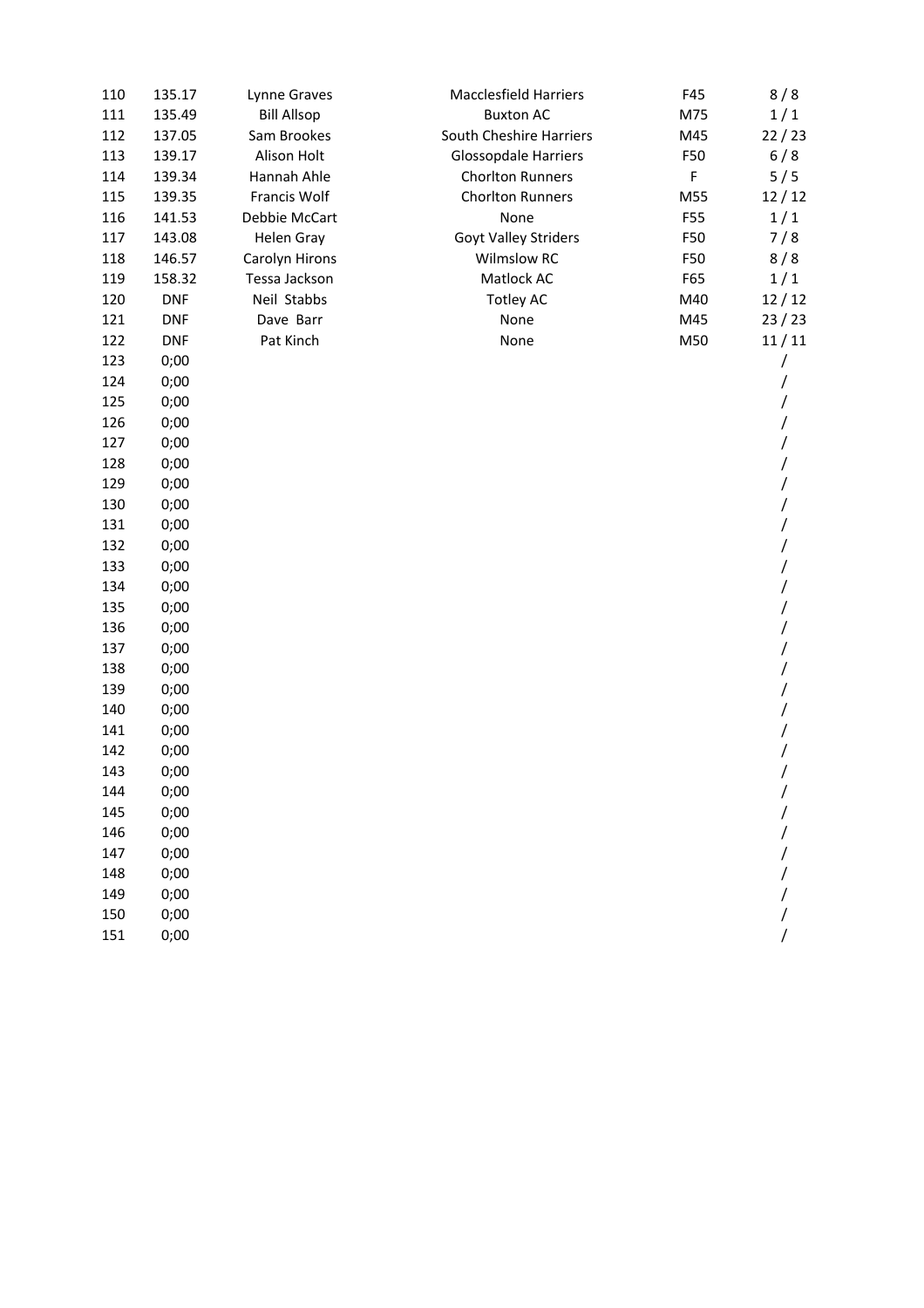| | | | | | |
|---|---|---|---|---|---|
| 110 | 135.17 | Lynne Graves | Macclesfield Harriers | F45 | 8 / 8 |
| 111 | 135.49 | Bill Allsop | Buxton AC | M75 | 1 / 1 |
| 112 | 137.05 | Sam Brookes | South Cheshire Harriers | M45 | 22 / 23 |
| 113 | 139.17 | Alison Holt | Glossopdale Harriers | F50 | 6 / 8 |
| 114 | 139.34 | Hannah Ahle | Chorlton Runners | F | 5 / 5 |
| 115 | 139.35 | Francis Wolf | Chorlton Runners | M55 | 12 / 12 |
| 116 | 141.53 | Debbie McCart | None | F55 | 1 / 1 |
| 117 | 143.08 | Helen Gray | Goyt Valley Striders | F50 | 7 / 8 |
| 118 | 146.57 | Carolyn Hirons | Wilmslow RC | F50 | 8 / 8 |
| 119 | 158.32 | Tessa Jackson | Matlock AC | F65 | 1 / 1 |
| 120 | DNF | Neil Stabbs | Totley AC | M40 | 12 / 12 |
| 121 | DNF | Dave Barr | None | M45 | 23 / 23 |
| 122 | DNF | Pat Kinch | None | M50 | 11 / 11 |
| 123 | 0;00 | | | | / |
| 124 | 0;00 | | | | / |
| 125 | 0;00 | | | | / |
| 126 | 0;00 | | | | / |
| 127 | 0;00 | | | | / |
| 128 | 0;00 | | | | / |
| 129 | 0;00 | | | | / |
| 130 | 0;00 | | | | / |
| 131 | 0;00 | | | | / |
| 132 | 0;00 | | | | / |
| 133 | 0;00 | | | | / |
| 134 | 0;00 | | | | / |
| 135 | 0;00 | | | | / |
| 136 | 0;00 | | | | / |
| 137 | 0;00 | | | | / |
| 138 | 0;00 | | | | / |
| 139 | 0;00 | | | | / |
| 140 | 0;00 | | | | / |
| 141 | 0;00 | | | | / |
| 142 | 0;00 | | | | / |
| 143 | 0;00 | | | | / |
| 144 | 0;00 | | | | / |
| 145 | 0;00 | | | | / |
| 146 | 0;00 | | | | / |
| 147 | 0;00 | | | | / |
| 148 | 0;00 | | | | / |
| 149 | 0;00 | | | | / |
| 150 | 0;00 | | | | / |
| 151 | 0;00 | | | | / |